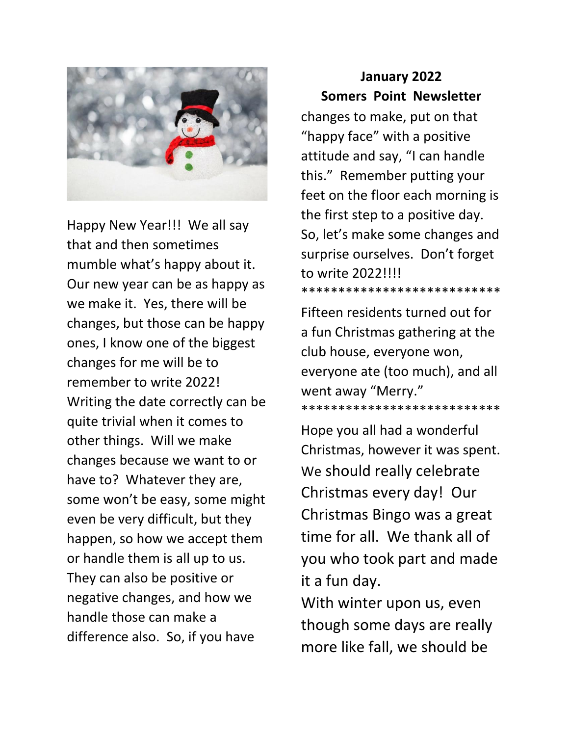# January 2022
## Somers Point Newsletter

Happy New Year!!! We all say that and then sometimes mumble what's happy about it. Our new year can be as happy as we make it. Yes, there will be changes, but those can be happy ones, I know one of the biggest changes for me will be to remember to write 2022! Writing the date correctly can be quite trivial when it comes to other things. Will we make changes because we want to or have to? Whatever they are, some won't be easy, some might even be very difficult, but they happen, so how we accept them or handle them is all up to us. They can also be positive or negative changes, and how we handle those can make a difference also. So, if you have changes to make, put on that "happy face" with a positive attitude and say, "I can handle this." Remember putting your feet on the floor each morning is the first step to a positive day. So, let's make some changes and surprise ourselves. Don't forget to write 2022!!!!

***************************

Fifteen residents turned out for a fun Christmas gathering at the club house, everyone won, everyone ate (too much), and all went away "Merry."

***************************

Hope you all had a wonderful Christmas, however it was spent. We should really celebrate Christmas every day! Our Christmas Bingo was a great time for all. We thank all of you who took part and made it a fun day.

With winter upon us, even though some days are really more like fall, we should be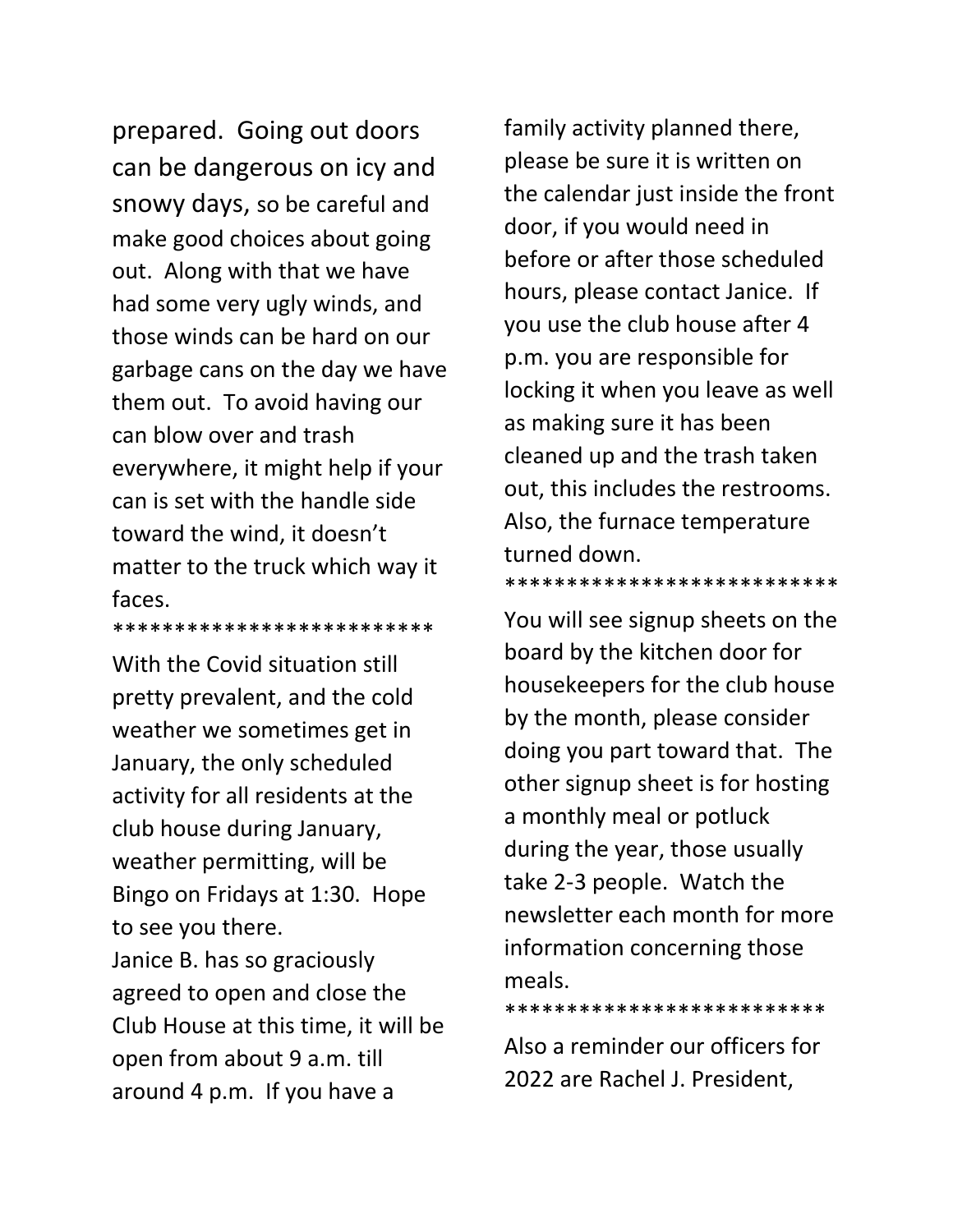prepared. Going out doors can be dangerous on icy and snowy days, so be careful and make good choices about going out. Along with that we have had some very ugly winds, and those winds can be hard on our garbage cans on the day we have them out. To avoid having our can blow over and trash everywhere, it might help if your can is set with the handle side toward the wind, it doesn't matter to the truck which way it faces.

**************************

With the Covid situation still pretty prevalent, and the cold weather we sometimes get in January, the only scheduled activity for all residents at the club house during January, weather permitting, will be Bingo on Fridays at 1:30. Hope to see you there.

Janice B. has so graciously agreed to open and close the Club House at this time, it will be open from about 9 a.m. till around 4 p.m. If you have a family activity planned there, please be sure it is written on the calendar just inside the front door, if you would need in before or after those scheduled hours, please contact Janice. If you use the club house after 4 p.m. you are responsible for locking it when you leave as well as making sure it has been cleaned up and the trash taken out, this includes the restrooms. Also, the furnace temperature turned down.

***************************

You will see signup sheets on the board by the kitchen door for housekeepers for the club house by the month, please consider doing you part toward that. The other signup sheet is for hosting a monthly meal or potluck during the year, those usually take 2-3 people. Watch the newsletter each month for more information concerning those meals.

**************************

Also a reminder our officers for 2022 are Rachel J. President,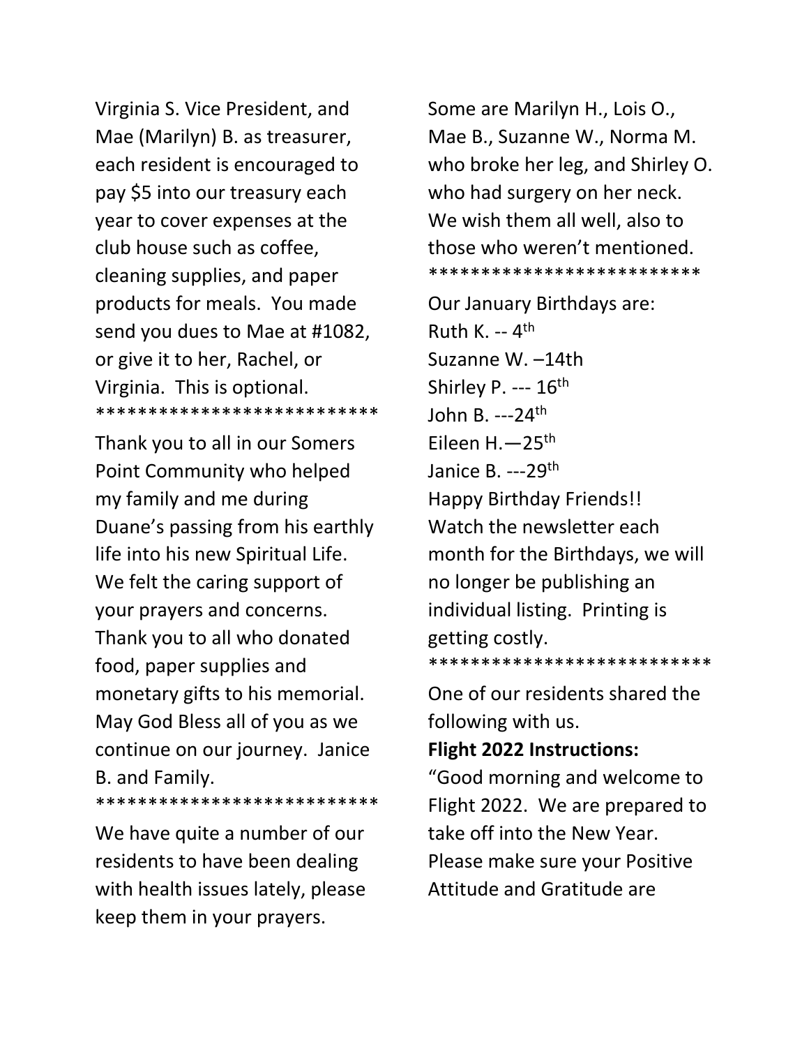Virginia S. Vice President, and Mae (Marilyn) B. as treasurer, each resident is encouraged to pay $5 into our treasury each year to cover expenses at the club house such as coffee, cleaning supplies, and paper products for meals. You made send you dues to Mae at #1082, or give it to her, Rachel, or Virginia. This is optional.

***************************

Thank you to all in our Somers Point Community who helped my family and me during Duane's passing from his earthly life into his new Spiritual Life. We felt the caring support of your prayers and concerns. Thank you to all who donated food, paper supplies and monetary gifts to his memorial. May God Bless all of you as we continue on our journey. Janice B. and Family.

***************************

We have quite a number of our residents to have been dealing with health issues lately, please keep them in your prayers. Some are Marilyn H., Lois O., Mae B., Suzanne W., Norma M. who broke her leg, and Shirley O. who had surgery on her neck. We wish them all well, also to those who weren't mentioned.

**************************

Our January Birthdays are:
Ruth K. -- 4th
Suzanne W. –14th
Shirley P. --- 16th
John B. ---24th
Eileen H.—25th
Janice B. ---29th
Happy Birthday Friends!!
Watch the newsletter each month for the Birthdays, we will no longer be publishing an individual listing. Printing is getting costly.

***************************

One of our residents shared the following with us.

**Flight 2022 Instructions:**
"Good morning and welcome to Flight 2022. We are prepared to take off into the New Year. Please make sure your Positive Attitude and Gratitude are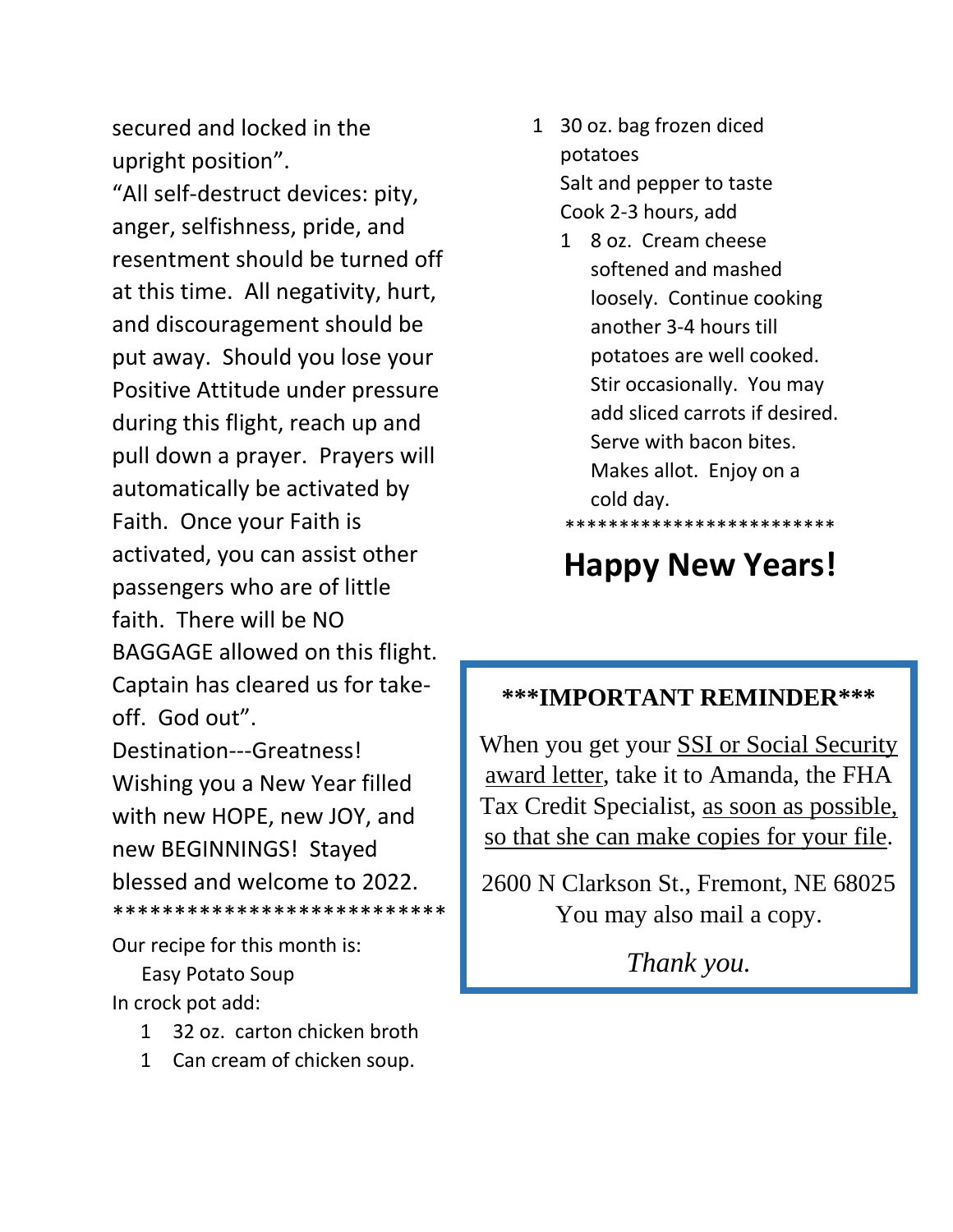secured and locked in the upright position".

"All self-destruct devices: pity, anger, selfishness, pride, and resentment should be turned off at this time. All negativity, hurt, and discouragement should be put away. Should you lose your Positive Attitude under pressure during this flight, reach up and pull down a prayer. Prayers will automatically be activated by Faith. Once your Faith is activated, you can assist other passengers who are of little faith. There will be NO BAGGAGE allowed on this flight. Captain has cleared us for take-off. God out".

Destination---Greatness!

Wishing you a New Year filled with new HOPE, new JOY, and new BEGINNINGS! Stayed blessed and welcome to 2022.

***************************

Our recipe for this month is:

Easy Potato Soup

In crock pot add:

1 32 oz. carton chicken broth

1 Can cream of chicken soup.

1 30 oz. bag frozen diced potatoes

Salt and pepper to taste

Cook 2-3 hours, add

1 8 oz. Cream cheese softened and mashed loosely. Continue cooking another 3-4 hours till potatoes are well cooked. Stir occasionally. You may add sliced carrots if desired. Serve with bacon bites. Makes allot. Enjoy on a cold day.

*************************

# Happy New Years!

**\*\*\*IMPORTANT REMINDER\*\*\***

When you get your SSI or Social Security award letter, take it to Amanda, the FHA Tax Credit Specialist, as soon as possible, so that she can make copies for your file.

2600 N Clarkson St., Fremont, NE 68025

You may also mail a copy.

*Thank you.*